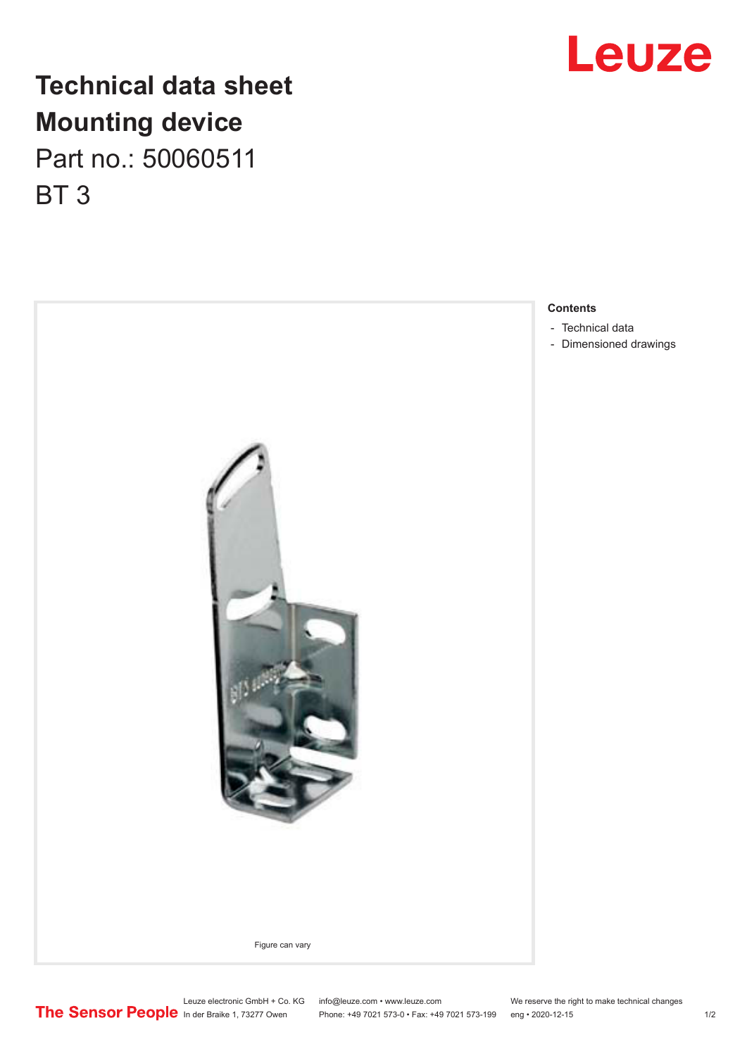# Technical data sheet
# Mounting device

Part no.: 50060511

BT 3

Figure can vary

**Contents**

- Technical data
- Dimensioned drawings

Leuze electronic GmbH + Co. KG
In der Braike 1, 73277 Owen

info@leuze.com • www.leuze.com
Phone: +49 7021 573-0 • Fax: +49 7021 573-199

We reserve the right to make technical changes
eng • 2020-12-15

The Sensor People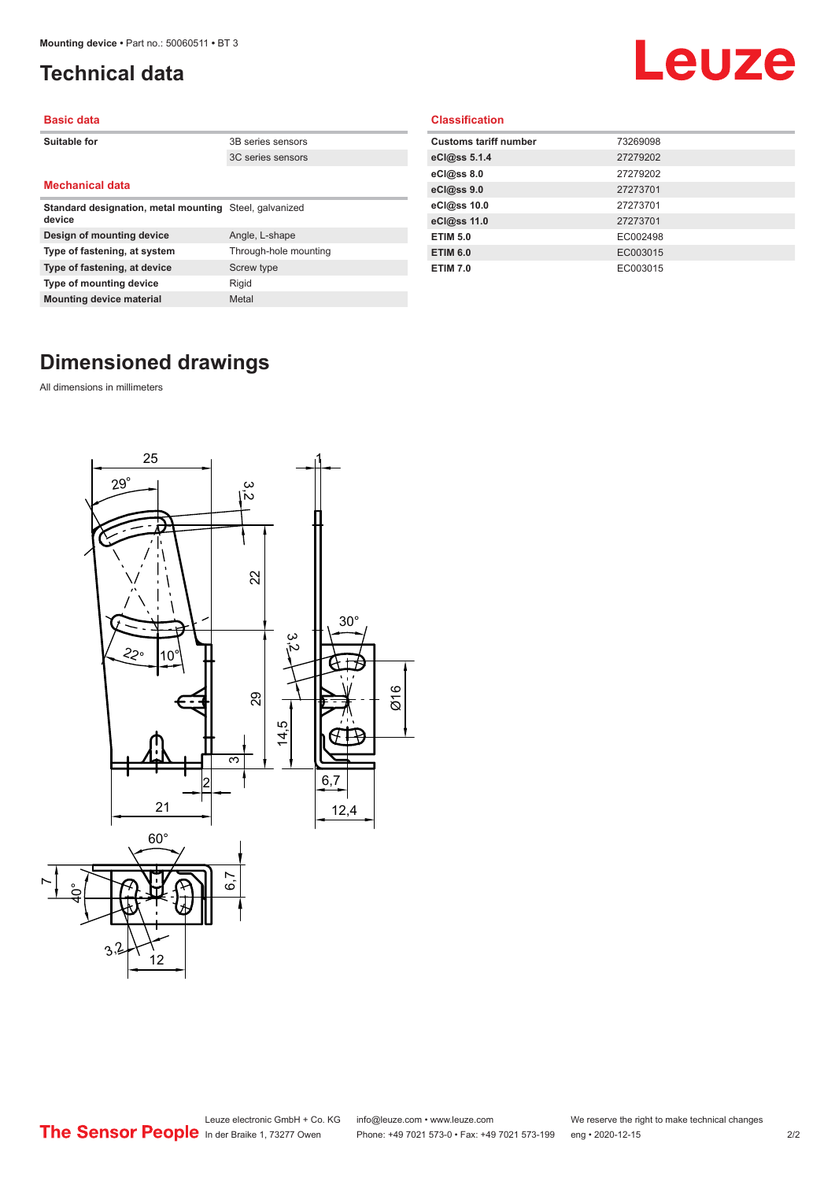# Technical data

## Basic data

| | |
|---|---|
| **Suitable for** | 3B series sensors |
| | 3C series sensors |

## Mechanical data

| | |
|---|---|
| **Standard designation, metal mounting device** | Steel, galvanized |
| **Design of mounting device** | Angle, L-shape |
| **Type of fastening, at system** | Through-hole mounting |
| **Type of fastening, at device** | Screw type |
| **Type of mounting device** | Rigid |
| **Mounting device material** | Metal |

## Classification

| | |
|---|---|
| **Customs tariff number** | 73269098 |
| **eCl@ss 5.1.4** | 27279202 |
| **eCl@ss 8.0** | 27279202 |
| **eCl@ss 9.0** | 27273701 |
| **eCl@ss 10.0** | 27273701 |
| **eCl@ss 11.0** | 27273701 |
| **ETIM 5.0** | EC002498 |
| **ETIM 6.0** | EC003015 |
| **ETIM 7.0** | EC003015 |

# Dimensioned drawings

All dimensions in millimeters

25
29°
3,2
22
22°
10°
29
3
2
21
1
30°
3,2
Ø16
14,5
6,7
12,4
60°
7
40°
6,7
3,2
12